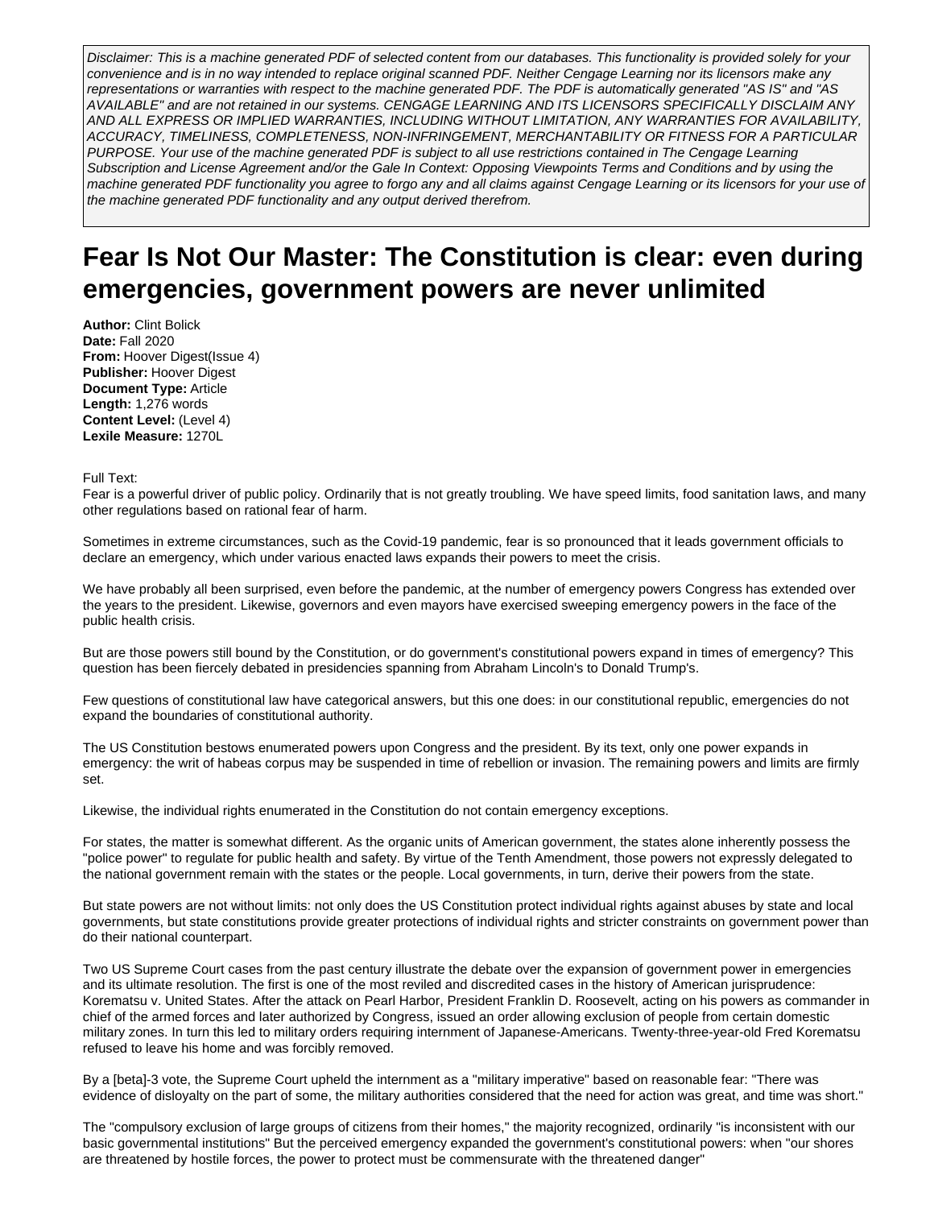*Disclaimer: This is a machine generated PDF of selected content from our databases. This functionality is provided solely for your convenience and is in no way intended to replace original scanned PDF. Neither Cengage Learning nor its licensors make any representations or warranties with respect to the machine generated PDF. The PDF is automatically generated "AS IS" and "AS AVAILABLE" and are not retained in our systems. CENGAGE LEARNING AND ITS LICENSORS SPECIFICALLY DISCLAIM ANY AND ALL EXPRESS OR IMPLIED WARRANTIES, INCLUDING WITHOUT LIMITATION, ANY WARRANTIES FOR AVAILABILITY, ACCURACY, TIMELINESS, COMPLETENESS, NON-INFRINGEMENT, MERCHANTABILITY OR FITNESS FOR A PARTICULAR PURPOSE. Your use of the machine generated PDF is subject to all use restrictions contained in The Cengage Learning Subscription and License Agreement and/or the Gale In Context: Opposing Viewpoints Terms and Conditions and by using the machine generated PDF functionality you agree to forgo any and all claims against Cengage Learning or its licensors for your use of the machine generated PDF functionality and any output derived therefrom.*

# Fear Is Not Our Master: The Constitution is clear: even during emergencies, government powers are never unlimited

**Author:** Clint Bolick
**Date:** Fall 2020
**From:** Hoover Digest(Issue 4)
**Publisher:** Hoover Digest
**Document Type:** Article
**Length:** 1,276 words
**Content Level:** (Level 4)
**Lexile Measure:** 1270L

Full Text:

Fear is a powerful driver of public policy. Ordinarily that is not greatly troubling. We have speed limits, food sanitation laws, and many other regulations based on rational fear of harm.

Sometimes in extreme circumstances, such as the Covid-19 pandemic, fear is so pronounced that it leads government officials to declare an emergency, which under various enacted laws expands their powers to meet the crisis.

We have probably all been surprised, even before the pandemic, at the number of emergency powers Congress has extended over the years to the president. Likewise, governors and even mayors have exercised sweeping emergency powers in the face of the public health crisis.

But are those powers still bound by the Constitution, or do government's constitutional powers expand in times of emergency? This question has been fiercely debated in presidencies spanning from Abraham Lincoln's to Donald Trump's.

Few questions of constitutional law have categorical answers, but this one does: in our constitutional republic, emergencies do not expand the boundaries of constitutional authority.

The US Constitution bestows enumerated powers upon Congress and the president. By its text, only one power expands in emergency: the writ of habeas corpus may be suspended in time of rebellion or invasion. The remaining powers and limits are firmly set.

Likewise, the individual rights enumerated in the Constitution do not contain emergency exceptions.

For states, the matter is somewhat different. As the organic units of American government, the states alone inherently possess the "police power" to regulate for public health and safety. By virtue of the Tenth Amendment, those powers not expressly delegated to the national government remain with the states or the people. Local governments, in turn, derive their powers from the state.

But state powers are not without limits: not only does the US Constitution protect individual rights against abuses by state and local governments, but state constitutions provide greater protections of individual rights and stricter constraints on government power than do their national counterpart.

Two US Supreme Court cases from the past century illustrate the debate over the expansion of government power in emergencies and its ultimate resolution. The first is one of the most reviled and discredited cases in the history of American jurisprudence: Korematsu v. United States. After the attack on Pearl Harbor, President Franklin D. Roosevelt, acting on his powers as commander in chief of the armed forces and later authorized by Congress, issued an order allowing exclusion of people from certain domestic military zones. In turn this led to military orders requiring internment of Japanese-Americans. Twenty-three-year-old Fred Korematsu refused to leave his home and was forcibly removed.

By a [beta]-3 vote, the Supreme Court upheld the internment as a "military imperative" based on reasonable fear: "There was evidence of disloyalty on the part of some, the military authorities considered that the need for action was great, and time was short."

The "compulsory exclusion of large groups of citizens from their homes," the majority recognized, ordinarily "is inconsistent with our basic governmental institutions" But the perceived emergency expanded the government's constitutional powers: when "our shores are threatened by hostile forces, the power to protect must be commensurate with the threatened danger"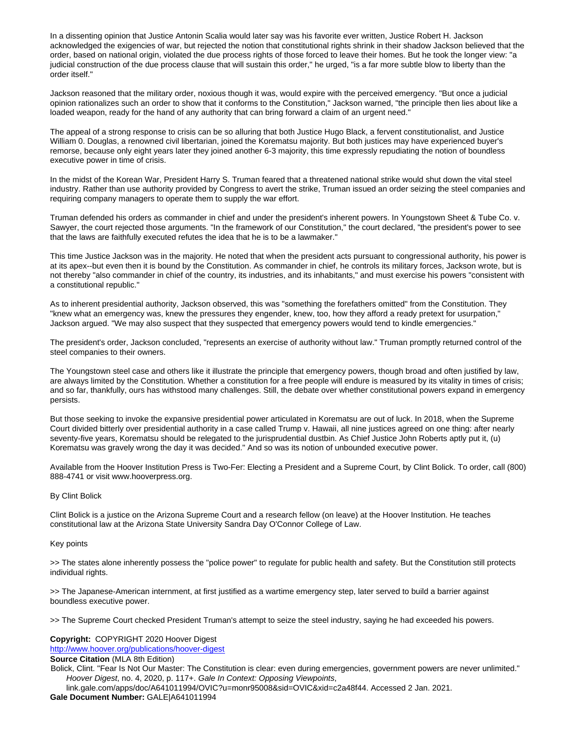In a dissenting opinion that Justice Antonin Scalia would later say was his favorite ever written, Justice Robert H. Jackson acknowledged the exigencies of war, but rejected the notion that constitutional rights shrink in their shadow Jackson believed that the order, based on national origin, violated the due process rights of those forced to leave their homes. But he took the longer view: "a judicial construction of the due process clause that will sustain this order," he urged, "is a far more subtle blow to liberty than the order itself."

Jackson reasoned that the military order, noxious though it was, would expire with the perceived emergency. "But once a judicial opinion rationalizes such an order to show that it conforms to the Constitution," Jackson warned, "the principle then lies about like a loaded weapon, ready for the hand of any authority that can bring forward a claim of an urgent need."

The appeal of a strong response to crisis can be so alluring that both Justice Hugo Black, a fervent constitutionalist, and Justice William 0. Douglas, a renowned civil libertarian, joined the Korematsu majority. But both justices may have experienced buyer's remorse, because only eight years later they joined another 6-3 majority, this time expressly repudiating the notion of boundless executive power in time of crisis.

In the midst of the Korean War, President Harry S. Truman feared that a threatened national strike would shut down the vital steel industry. Rather than use authority provided by Congress to avert the strike, Truman issued an order seizing the steel companies and requiring company managers to operate them to supply the war effort.

Truman defended his orders as commander in chief and under the president's inherent powers. In Youngstown Sheet & Tube Co. v. Sawyer, the court rejected those arguments. "In the framework of our Constitution," the court declared, "the president's power to see that the laws are faithfully executed refutes the idea that he is to be a lawmaker."

This time Justice Jackson was in the majority. He noted that when the president acts pursuant to congressional authority, his power is at its apex--but even then it is bound by the Constitution. As commander in chief, he controls its military forces, Jackson wrote, but is not thereby "also commander in chief of the country, its industries, and its inhabitants," and must exercise his powers "consistent with a constitutional republic."

As to inherent presidential authority, Jackson observed, this was "something the forefathers omitted" from the Constitution. They "knew what an emergency was, knew the pressures they engender, knew, too, how they afford a ready pretext for usurpation," Jackson argued. "We may also suspect that they suspected that emergency powers would tend to kindle emergencies."

The president's order, Jackson concluded, "represents an exercise of authority without law." Truman promptly returned control of the steel companies to their owners.

The Youngstown steel case and others like it illustrate the principle that emergency powers, though broad and often justified by law, are always limited by the Constitution. Whether a constitution for a free people will endure is measured by its vitality in times of crisis; and so far, thankfully, ours has withstood many challenges. Still, the debate over whether constitutional powers expand in emergency persists.

But those seeking to invoke the expansive presidential power articulated in Korematsu are out of luck. In 2018, when the Supreme Court divided bitterly over presidential authority in a case called Trump v. Hawaii, all nine justices agreed on one thing: after nearly seventy-five years, Korematsu should be relegated to the jurisprudential dustbin. As Chief Justice John Roberts aptly put it, (u) Korematsu was gravely wrong the day it was decided." And so was its notion of unbounded executive power.

Available from the Hoover Institution Press is Two-Fer: Electing a President and a Supreme Court, by Clint Bolick. To order, call (800) 888-4741 or visit www.hooverpress.org.

By Clint Bolick

Clint Bolick is a justice on the Arizona Supreme Court and a research fellow (on leave) at the Hoover Institution. He teaches constitutional law at the Arizona State University Sandra Day O'Connor College of Law.

Key points

>> The states alone inherently possess the "police power" to regulate for public health and safety. But the Constitution still protects individual rights.

>> The Japanese-American internment, at first justified as a wartime emergency step, later served to build a barrier against boundless executive power.

>> The Supreme Court checked President Truman's attempt to seize the steel industry, saying he had exceeded his powers.

**Copyright:** COPYRIGHT 2020 Hoover Digest
http://www.hoover.org/publications/hoover-digest

**Source Citation** (MLA 8th Edition)

Bolick, Clint. "Fear Is Not Our Master: The Constitution is clear: even during emergencies, government powers are never unlimited." *Hoover Digest*, no. 4, 2020, p. 117+. *Gale In Context: Opposing Viewpoints*, link.gale.com/apps/doc/A641011994/OVIC?u=monr95008&sid=OVIC&xid=c2a48f44. Accessed 2 Jan. 2021.

**Gale Document Number:** GALE|A641011994